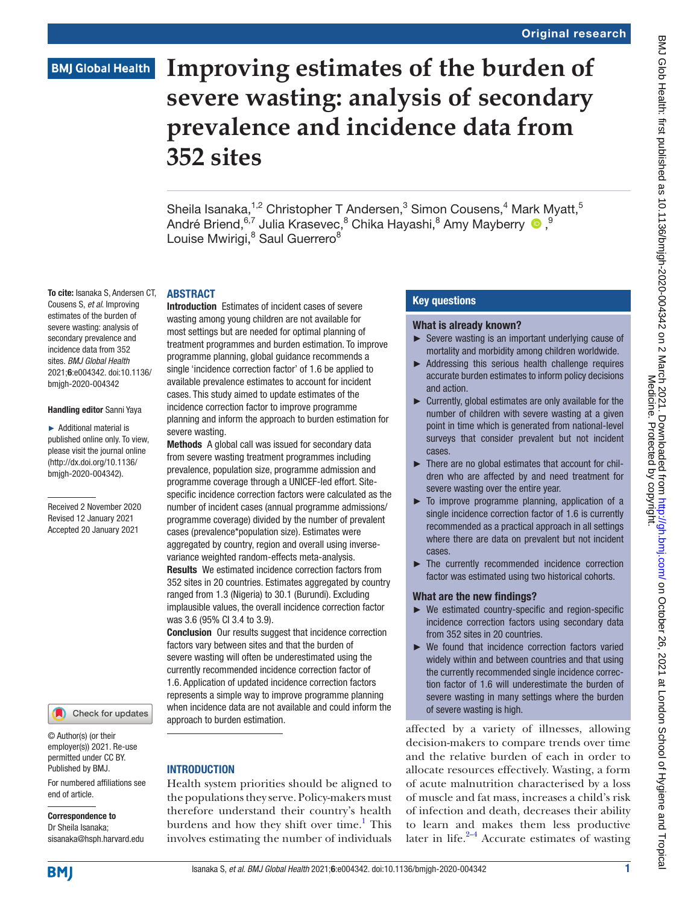Original research

BMJ Global Health

# Improving estimates of the burden of severe wasting: analysis of secondary prevalence and incidence data from 352 sites

Sheila Isanaka,[1,2] Christopher T Andersen,[3] Simon Cousens,[4] Mark Myatt,[5] André Briend,[6,7] Julia Krasevec,[8] Chika Hayashi,[8] Amy Mayberry,[9] Louise Mwirigi,[8] Saul Guerrero[8]

**To cite:** Isanaka S, Andersen CT, Cousens S, *et al*. Improving estimates of the burden of severe wasting: analysis of secondary prevalence and incidence data from 352 sites. *BMJ Global Health* 2021;**6**:e004342. doi:10.1136/bmjgh-2020-004342

**Handling editor** Sanni Yaya

► Additional material is published online only. To view, please visit the journal online (http://dx.doi.org/10.1136/bmjgh-2020-004342).

Received 2 November 2020
Revised 12 January 2021
Accepted 20 January 2021

© Author(s) (or their employer(s)) 2021. Re-use permitted under CC BY. Published by BMJ.

For numbered affiliations see end of article.

**Correspondence to**
Dr Sheila Isanaka;
sisanaka@hsph.harvard.edu

## ABSTRACT

**Introduction** Estimates of incident cases of severe wasting among young children are not available for most settings but are needed for optimal planning of treatment programmes and burden estimation. To improve programme planning, global guidance recommends a single 'incidence correction factor' of 1.6 be applied to available prevalence estimates to account for incident cases. This study aimed to update estimates of the incidence correction factor to improve programme planning and inform the approach to burden estimation for severe wasting.

**Methods** A global call was issued for secondary data from severe wasting treatment programmes including prevalence, population size, programme admission and programme coverage through a UNICEF-led effort. Site-specific incidence correction factors were calculated as the number of incident cases (annual programme admissions/programme coverage) divided by the number of prevalent cases (prevalence*population size). Estimates were aggregated by country, region and overall using inverse-variance weighted random-effects meta-analysis.

**Results** We estimated incidence correction factors from 352 sites in 20 countries. Estimates aggregated by country ranged from 1.3 (Nigeria) to 30.1 (Burundi). Excluding implausible values, the overall incidence correction factor was 3.6 (95% CI 3.4 to 3.9).

**Conclusion** Our results suggest that incidence correction factors vary between sites and that the burden of severe wasting will often be underestimated using the currently recommended incidence correction factor of 1.6. Application of updated incidence correction factors represents a simple way to improve programme planning when incidence data are not available and could inform the approach to burden estimation.

## Key questions

### What is already known?

- ► Severe wasting is an important underlying cause of mortality and morbidity among children worldwide.
- ► Addressing this serious health challenge requires accurate burden estimates to inform policy decisions and action.
- ► Currently, global estimates are only available for the number of children with severe wasting at a given point in time which is generated from national-level surveys that consider prevalent but not incident cases.
- ► There are no global estimates that account for children who are affected by and need treatment for severe wasting over the entire year.
- ► To improve programme planning, application of a single incidence correction factor of 1.6 is currently recommended as a practical approach in all settings where there are data on prevalent but not incident cases.
- ► The currently recommended incidence correction factor was estimated using two historical cohorts.

### What are the new findings?

- ► We estimated country-specific and region-specific incidence correction factors using secondary data from 352 sites in 20 countries.
- ► We found that incidence correction factors varied widely within and between countries and that using the currently recommended single incidence correction factor of 1.6 will underestimate the burden of severe wasting in many settings where the burden of severe wasting is high.

## INTRODUCTION

Health system priorities should be aligned to the populations they serve. Policy-makers must therefore understand their country's health burdens and how they shift over time.[1] This involves estimating the number of individuals affected by a variety of illnesses, allowing decision-makers to compare trends over time and the relative burden of each in order to allocate resources effectively. Wasting, a form of acute malnutrition characterised by a loss of muscle and fat mass, increases a child's risk of infection and death, decreases their ability to learn and makes them less productive later in life.[2–4] Accurate estimates of wasting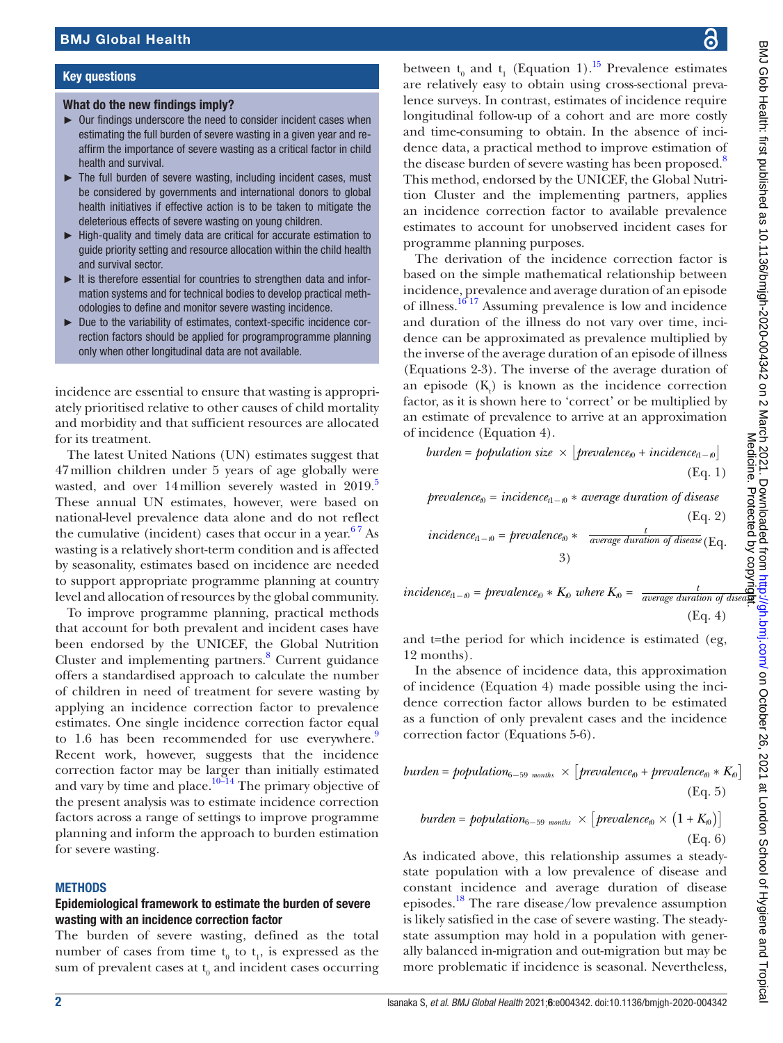### Key questions

#### What do the new findings imply?

- Our findings underscore the need to consider incident cases when estimating the full burden of severe wasting in a given year and re-affirm the importance of severe wasting as a critical factor in child health and survival.
- The full burden of severe wasting, including incident cases, must be considered by governments and international donors to global health initiatives if effective action is to be taken to mitigate the deleterious effects of severe wasting on young children.
- High-quality and timely data are critical for accurate estimation to guide priority setting and resource allocation within the child health and survival sector.
- It is therefore essential for countries to strengthen data and information systems and for technical bodies to develop practical methodologies to define and monitor severe wasting incidence.
- Due to the variability of estimates, context-specific incidence correction factors should be applied for programprogramme planning only when other longitudinal data are not available.

incidence are essential to ensure that wasting is appropriately prioritised relative to other causes of child mortality and morbidity and that sufficient resources are allocated for its treatment.

The latest United Nations (UN) estimates suggest that 47 million children under 5 years of age globally were wasted, and over 14 million severely wasted in 2019.[5] These annual UN estimates, however, were based on national-level prevalence data alone and do not reflect the cumulative (incident) cases that occur in a year.[6,7] As wasting is a relatively short-term condition and is affected by seasonality, estimates based on incidence are needed to support appropriate programme planning at country level and allocation of resources by the global community.

To improve programme planning, practical methods that account for both prevalent and incident cases have been endorsed by the UNICEF, the Global Nutrition Cluster and implementing partners.[8] Current guidance offers a standardised approach to calculate the number of children in need of treatment for severe wasting by applying an incidence correction factor to prevalence estimates. One single incidence correction factor equal to 1.6 has been recommended for use everywhere.[9] Recent work, however, suggests that the incidence correction factor may be larger than initially estimated and vary by time and place.[10–14] The primary objective of the present analysis was to estimate incidence correction factors across a range of settings to improve programme planning and inform the approach to burden estimation for severe wasting.

## METHODS

### Epidemiological framework to estimate the burden of severe wasting with an incidence correction factor

The burden of severe wasting, defined as the total number of cases from time $t_0$ to $t_1$, is expressed as the sum of prevalent cases at $t_0$ and incident cases occurring between $t_0$ and $t_1$ (Equation 1).[15] Prevalence estimates are relatively easy to obtain using cross-sectional prevalence surveys. In contrast, estimates of incidence require longitudinal follow-up of a cohort and are more costly and time-consuming to obtain. In the absence of incidence data, a practical method to improve estimation of the disease burden of severe wasting has been proposed.[8] This method, endorsed by the UNICEF, the Global Nutrition Cluster and the implementing partners, applies an incidence correction factor to available prevalence estimates to account for unobserved incident cases for programme planning purposes.

The derivation of the incidence correction factor is based on the simple mathematical relationship between incidence, prevalence and average duration of an episode of illness.[16,17] Assuming prevalence is low and incidence and duration of the illness do not vary over time, incidence can be approximated as prevalence multiplied by the inverse of the average duration of an episode of illness (Equations 2-3). The inverse of the average duration of an episode ($K_t$) is known as the incidence correction factor, as it is shown here to 'correct' or be multiplied by an estimate of prevalence to arrive at an approximation of incidence (Equation 4).

$$burden = population\ size \times \left[prevalence_{t0} + incidence_{t1-t0}\right] \quad \text{(Eq. 1)}$$

$$prevalence_{t0} = incidence_{t1-t0} * average\ duration\ of\ disease \quad \text{(Eq. 2)}$$

$$incidence_{t1-t0} = prevalence_{t0} * \frac{t}{average\ duration\ of\ disease} \quad \text{(Eq. 3)}$$

$$incidence_{t1-t0} = prevalence_{t0} * K_{t0}\ where\ K_{t0} = \frac{t}{average\ duration\ of\ disease} \quad \text{(Eq. 4)}$$

and t=the period for which incidence is estimated (eg, 12 months).

In the absence of incidence data, this approximation of incidence (Equation 4) made possible using the incidence correction factor allows burden to be estimated as a function of only prevalent cases and the incidence correction factor (Equations 5-6).

$$burden = population_{6-59\ months} \times \left[prevalence_{t0} + prevalence_{t0} * K_{t0}\right] \quad \text{(Eq. 5)}$$

$$burden = population_{6-59\ months} \times \left[prevalence_{t0} \times \left(1 + K_{t0}\right)\right] \quad \text{(Eq. 6)}$$

As indicated above, this relationship assumes a steady-state population with a low prevalence of disease and constant incidence and average duration of disease episodes.[18] The rare disease/low prevalence assumption is likely satisfied in the case of severe wasting. The steady-state assumption may hold in a population with generally balanced in-migration and out-migration but may be more problematic if incidence is seasonal. Nevertheless,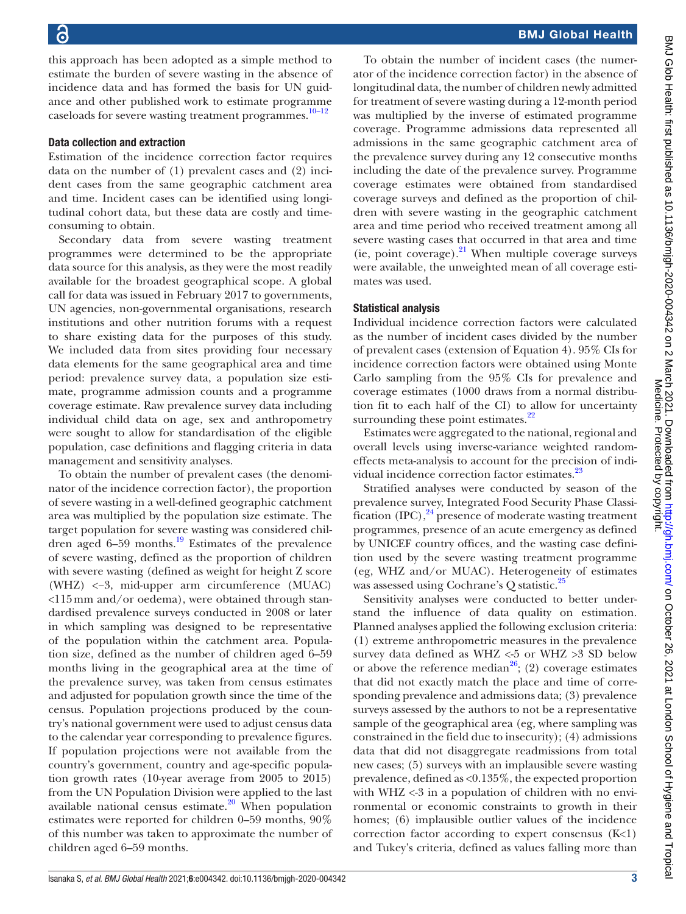this approach has been adopted as a simple method to estimate the burden of severe wasting in the absence of incidence data and has formed the basis for UN guidance and other published work to estimate programme caseloads for severe wasting treatment programmes.[10–12]

### Data collection and extraction

Estimation of the incidence correction factor requires data on the number of (1) prevalent cases and (2) incident cases from the same geographic catchment area and time. Incident cases can be identified using longitudinal cohort data, but these data are costly and time-consuming to obtain.

Secondary data from severe wasting treatment programmes were determined to be the appropriate data source for this analysis, as they were the most readily available for the broadest geographical scope. A global call for data was issued in February 2017 to governments, UN agencies, non-governmental organisations, research institutions and other nutrition forums with a request to share existing data for the purposes of this study. We included data from sites providing four necessary data elements for the same geographical area and time period: prevalence survey data, a population size estimate, programme admission counts and a programme coverage estimate. Raw prevalence survey data including individual child data on age, sex and anthropometry were sought to allow for standardisation of the eligible population, case definitions and flagging criteria in data management and sensitivity analyses.

To obtain the number of prevalent cases (the denominator of the incidence correction factor), the proportion of severe wasting in a well-defined geographic catchment area was multiplied by the population size estimate. The target population for severe wasting was considered children aged 6–59 months.[19] Estimates of the prevalence of severe wasting, defined as the proportion of children with severe wasting (defined as weight for height Z score (WHZ) <−3, mid-upper arm circumference (MUAC) <115 mm and/or oedema), were obtained through standardised prevalence surveys conducted in 2008 or later in which sampling was designed to be representative of the population within the catchment area. Population size, defined as the number of children aged 6–59 months living in the geographical area at the time of the prevalence survey, was taken from census estimates and adjusted for population growth since the time of the census. Population projections produced by the country's national government were used to adjust census data to the calendar year corresponding to prevalence figures. If population projections were not available from the country's government, country and age-specific population growth rates (10-year average from 2005 to 2015) from the UN Population Division were applied to the last available national census estimate.[20] When population estimates were reported for children 0–59 months, 90% of this number was taken to approximate the number of children aged 6–59 months.

To obtain the number of incident cases (the numerator of the incidence correction factor) in the absence of longitudinal data, the number of children newly admitted for treatment of severe wasting during a 12-month period was multiplied by the inverse of estimated programme coverage. Programme admissions data represented all admissions in the same geographic catchment area of the prevalence survey during any 12 consecutive months including the date of the prevalence survey. Programme coverage estimates were obtained from standardised coverage surveys and defined as the proportion of children with severe wasting in the geographic catchment area and time period who received treatment among all severe wasting cases that occurred in that area and time (ie, point coverage).[21] When multiple coverage surveys were available, the unweighted mean of all coverage estimates was used.

### Statistical analysis

Individual incidence correction factors were calculated as the number of incident cases divided by the number of prevalent cases (extension of Equation 4). 95% CIs for incidence correction factors were obtained using Monte Carlo sampling from the 95% CIs for prevalence and coverage estimates (1000 draws from a normal distribution fit to each half of the CI) to allow for uncertainty surrounding these point estimates.[22]

Estimates were aggregated to the national, regional and overall levels using inverse-variance weighted random-effects meta-analysis to account for the precision of individual incidence correction factor estimates.[23]

Stratified analyses were conducted by season of the prevalence survey, Integrated Food Security Phase Classification (IPC),[24] presence of moderate wasting treatment programmes, presence of an acute emergency as defined by UNICEF country offices, and the wasting case definition used by the severe wasting treatment programme (eg, WHZ and/or MUAC). Heterogeneity of estimates was assessed using Cochrane's Q statistic.[25]

Sensitivity analyses were conducted to better understand the influence of data quality on estimation. Planned analyses applied the following exclusion criteria: (1) extreme anthropometric measures in the prevalence survey data defined as WHZ <-5 or WHZ >3 SD below or above the reference median[26]; (2) coverage estimates that did not exactly match the place and time of corresponding prevalence and admissions data; (3) prevalence surveys assessed by the authors to not be a representative sample of the geographical area (eg, where sampling was constrained in the field due to insecurity); (4) admissions data that did not disaggregate readmissions from total new cases; (5) surveys with an implausible severe wasting prevalence, defined as <0.135%, the expected proportion with WHZ <-3 in a population of children with no environmental or economic constraints to growth in their homes; (6) implausible outlier values of the incidence correction factor according to expert consensus (K<1) and Tukey's criteria, defined as values falling more than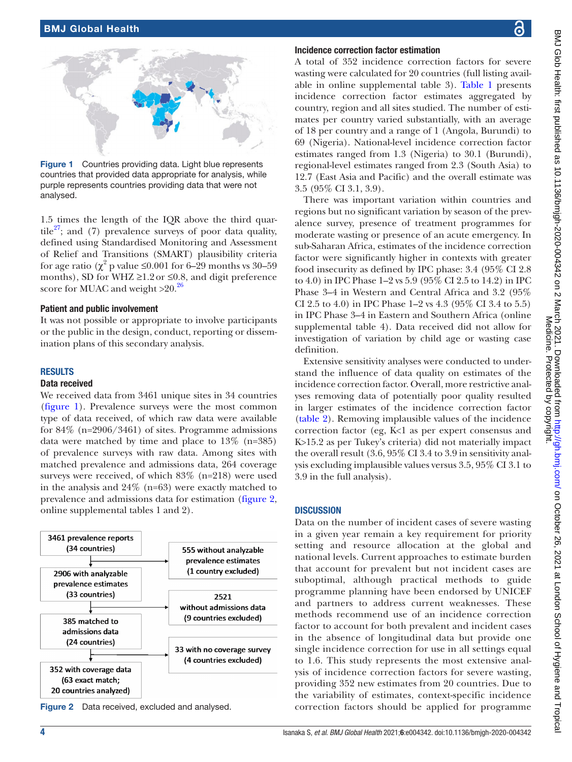Figure 1 Countries providing data. Light blue represents countries that provided data appropriate for analysis, while purple represents countries providing data that were not analysed.

1.5 times the length of the IQR above the third quartile[27]; and (7) prevalence surveys of poor data quality, defined using Standardised Monitoring and Assessment of Relief and Transitions (SMART) plausibility criteria for age ratio ($\chi^2$ p value ≤0.001 for 6–29 months vs 30–59 months), SD for WHZ ≥1.2 or ≤0.8, and digit preference score for MUAC and weight >20.[26]

### Patient and public involvement

It was not possible or appropriate to involve participants or the public in the design, conduct, reporting or dissemination plans of this secondary analysis.

## RESULTS

### Data received

We received data from 3461 unique sites in 34 countries (figure 1). Prevalence surveys were the most common type of data received, of which raw data were available for 84% (n=2906/3461) of sites. Programme admissions data were matched by time and place to 13% (n=385) of prevalence surveys with raw data. Among sites with matched prevalence and admissions data, 264 coverage surveys were received, of which 83% (n=218) were used in the analysis and 24% (n=63) were exactly matched to prevalence and admissions data for estimation (figure 2, online supplemental tables 1 and 2).

3461 prevalence reports (34 countries) → 555 without analyzable prevalence estimates (1 country excluded)
2906 with analyzable prevalence estimates (33 countries) → 2521 without admissions data (9 countries excluded)
385 matched to admissions data (24 countries) → 33 with no coverage survey (4 countries excluded)
352 with coverage data (63 exact match; 20 countries analyzed)

Figure 2 Data received, excluded and analysed.

### Incidence correction factor estimation

A total of 352 incidence correction factors for severe wasting were calculated for 20 countries (full listing available in online supplemental table 3). Table 1 presents incidence correction factor estimates aggregated by country, region and all sites studied. The number of estimates per country varied substantially, with an average of 18 per country and a range of 1 (Angola, Burundi) to 69 (Nigeria). National-level incidence correction factor estimates ranged from 1.3 (Nigeria) to 30.1 (Burundi), regional-level estimates ranged from 2.3 (South Asia) to 12.7 (East Asia and Pacific) and the overall estimate was 3.5 (95% CI 3.1, 3.9).

There was important variation within countries and regions but no significant variation by season of the prevalence survey, presence of treatment programmes for moderate wasting or presence of an acute emergency. In sub-Saharan Africa, estimates of the incidence correction factor were significantly higher in contexts with greater food insecurity as defined by IPC phase: 3.4 (95% CI 2.8 to 4.0) in IPC Phase 1–2 vs 5.9 (95% CI 2.5 to 14.2) in IPC Phase 3–4 in Western and Central Africa and 3.2 (95% CI 2.5 to 4.0) in IPC Phase 1–2 vs 4.3 (95% CI 3.4 to 5.5) in IPC Phase 3–4 in Eastern and Southern Africa (online supplemental table 4). Data received did not allow for investigation of variation by child age or wasting case definition.

Extensive sensitivity analyses were conducted to understand the influence of data quality on estimates of the incidence correction factor. Overall, more restrictive analyses removing data of potentially poor quality resulted in larger estimates of the incidence correction factor (table 2). Removing implausible values of the incidence correction factor (eg, K<1 as per expert consensus and K>15.2 as per Tukey's criteria) did not materially impact the overall result (3.6, 95% CI 3.4 to 3.9 in sensitivity analysis excluding implausible values versus 3.5, 95% CI 3.1 to 3.9 in the full analysis).

## DISCUSSION

Data on the number of incident cases of severe wasting in a given year remain a key requirement for priority setting and resource allocation at the global and national levels. Current approaches to estimate burden that account for prevalent but not incident cases are suboptimal, although practical methods to guide programme planning have been endorsed by UNICEF and partners to address current weaknesses. These methods recommend use of an incidence correction factor to account for both prevalent and incident cases in the absence of longitudinal data but provide one single incidence correction for use in all settings equal to 1.6. This study represents the most extensive analysis of incidence correction factors for severe wasting, providing 352 new estimates from 20 countries. Due to the variability of estimates, context-specific incidence correction factors should be applied for programme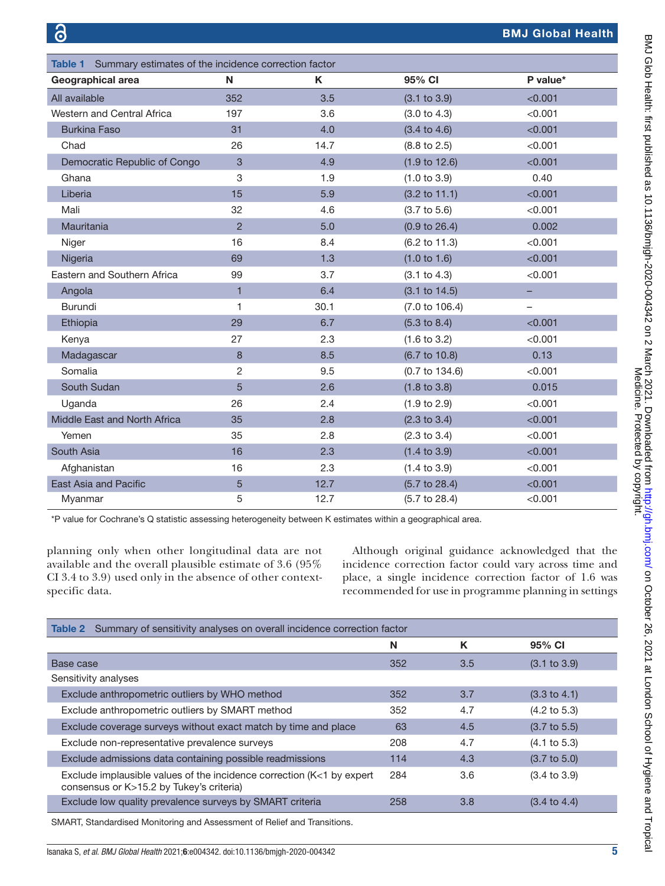**Table 1** Summary estimates of the incidence correction factor

| Geographical area | N | K | 95% CI | P value* |
|---|---|---|---|---|
| All available | 352 | 3.5 | (3.1 to 3.9) | <0.001 |
| Western and Central Africa | 197 | 3.6 | (3.0 to 4.3) | <0.001 |
| Burkina Faso | 31 | 4.0 | (3.4 to 4.6) | <0.001 |
| Chad | 26 | 14.7 | (8.8 to 2.5) | <0.001 |
| Democratic Republic of Congo | 3 | 4.9 | (1.9 to 12.6) | <0.001 |
| Ghana | 3 | 1.9 | (1.0 to 3.9) | 0.40 |
| Liberia | 15 | 5.9 | (3.2 to 11.1) | <0.001 |
| Mali | 32 | 4.6 | (3.7 to 5.6) | <0.001 |
| Mauritania | 2 | 5.0 | (0.9 to 26.4) | 0.002 |
| Niger | 16 | 8.4 | (6.2 to 11.3) | <0.001 |
| Nigeria | 69 | 1.3 | (1.0 to 1.6) | <0.001 |
| Eastern and Southern Africa | 99 | 3.7 | (3.1 to 4.3) | <0.001 |
| Angola | 1 | 6.4 | (3.1 to 14.5) | – |
| Burundi | 1 | 30.1 | (7.0 to 106.4) | – |
| Ethiopia | 29 | 6.7 | (5.3 to 8.4) | <0.001 |
| Kenya | 27 | 2.3 | (1.6 to 3.2) | <0.001 |
| Madagascar | 8 | 8.5 | (6.7 to 10.8) | 0.13 |
| Somalia | 2 | 9.5 | (0.7 to 134.6) | <0.001 |
| South Sudan | 5 | 2.6 | (1.8 to 3.8) | 0.015 |
| Uganda | 26 | 2.4 | (1.9 to 2.9) | <0.001 |
| Middle East and North Africa | 35 | 2.8 | (2.3 to 3.4) | <0.001 |
| Yemen | 35 | 2.8 | (2.3 to 3.4) | <0.001 |
| South Asia | 16 | 2.3 | (1.4 to 3.9) | <0.001 |
| Afghanistan | 16 | 2.3 | (1.4 to 3.9) | <0.001 |
| East Asia and Pacific | 5 | 12.7 | (5.7 to 28.4) | <0.001 |
| Myanmar | 5 | 12.7 | (5.7 to 28.4) | <0.001 |

*P value for Cochrane's Q statistic assessing heterogeneity between K estimates within a geographical area.

planning only when other longitudinal data are not available and the overall plausible estimate of 3.6 (95% CI 3.4 to 3.9) used only in the absence of other context-specific data.

Although original guidance acknowledged that the incidence correction factor could vary across time and place, a single incidence correction factor of 1.6 was recommended for use in programme planning in settings

**Table 2** Summary of sensitivity analyses on overall incidence correction factor

| | N | K | 95% CI |
|---|---|---|---|
| Base case | 352 | 3.5 | (3.1 to 3.9) |
| Sensitivity analyses | | | |
| Exclude anthropometric outliers by WHO method | 352 | 3.7 | (3.3 to 4.1) |
| Exclude anthropometric outliers by SMART method | 352 | 4.7 | (4.2 to 5.3) |
| Exclude coverage surveys without exact match by time and place | 63 | 4.5 | (3.7 to 5.5) |
| Exclude non-representative prevalence surveys | 208 | 4.7 | (4.1 to 5.3) |
| Exclude admissions data containing possible readmissions | 114 | 4.3 | (3.7 to 5.0) |
| Exclude implausible values of the incidence correction (K<1 by expert consensus or K>15.2 by Tukey's criteria) | 284 | 3.6 | (3.4 to 3.9) |
| Exclude low quality prevalence surveys by SMART criteria | 258 | 3.8 | (3.4 to 4.4) |

SMART, Standardised Monitoring and Assessment of Relief and Transitions.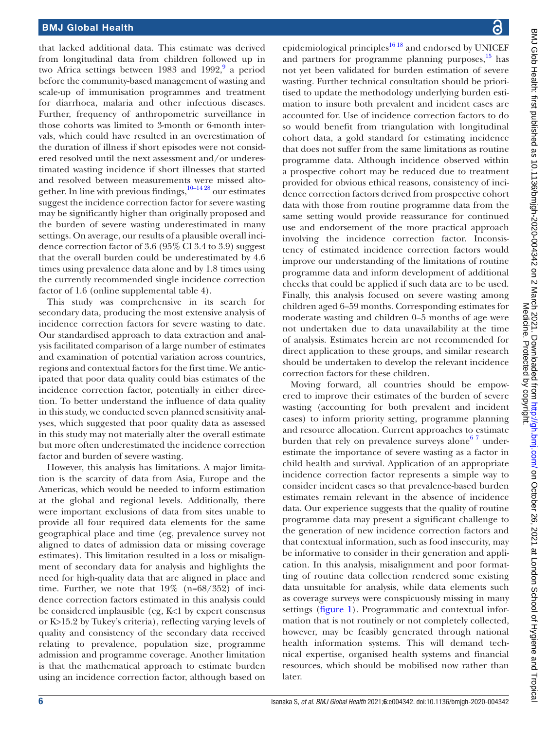that lacked additional data. This estimate was derived from longitudinal data from children followed up in two Africa settings between 1983 and 1992,[9] a period before the community-based management of wasting and scale-up of immunisation programmes and treatment for diarrhoea, malaria and other infectious diseases. Further, frequency of anthropometric surveillance in those cohorts was limited to 3-month or 6-month intervals, which could have resulted in an overestimation of the duration of illness if short episodes were not considered resolved until the next assessment and/or underestimated wasting incidence if short illnesses that started and resolved between measurements were missed altogether. In line with previous findings,[10–14 28] our estimates suggest the incidence correction factor for severe wasting may be significantly higher than originally proposed and the burden of severe wasting underestimated in many settings. On average, our results of a plausible overall incidence correction factor of 3.6 (95% CI 3.4 to 3.9) suggest that the overall burden could be underestimated by 4.6 times using prevalence data alone and by 1.8 times using the currently recommended single incidence correction factor of 1.6 (online supplemental table 4).

This study was comprehensive in its search for secondary data, producing the most extensive analysis of incidence correction factors for severe wasting to date. Our standardised approach to data extraction and analysis facilitated comparison of a large number of estimates and examination of potential variation across countries, regions and contextual factors for the first time. We anticipated that poor data quality could bias estimates of the incidence correction factor, potentially in either direction. To better understand the influence of data quality in this study, we conducted seven planned sensitivity analyses, which suggested that poor quality data as assessed in this study may not materially alter the overall estimate but more often underestimated the incidence correction factor and burden of severe wasting.

However, this analysis has limitations. A major limitation is the scarcity of data from Asia, Europe and the Americas, which would be needed to inform estimation at the global and regional levels. Additionally, there were important exclusions of data from sites unable to provide all four required data elements for the same geographical place and time (eg, prevalence survey not aligned to dates of admission data or missing coverage estimates). This limitation resulted in a loss or misalignment of secondary data for analysis and highlights the need for high-quality data that are aligned in place and time. Further, we note that 19% (n=68/352) of incidence correction factors estimated in this analysis could be considered implausible (eg, K<1 by expert consensus or K>15.2 by Tukey's criteria), reflecting varying levels of quality and consistency of the secondary data received relating to prevalence, population size, programme admission and programme coverage. Another limitation is that the mathematical approach to estimate burden using an incidence correction factor, although based on epidemiological principles[16 18] and endorsed by UNICEF and partners for programme planning purposes,[15] has not yet been validated for burden estimation of severe wasting. Further technical consultation should be prioritised to update the methodology underlying burden estimation to insure both prevalent and incident cases are accounted for. Use of incidence correction factors to do so would benefit from triangulation with longitudinal cohort data, a gold standard for estimating incidence that does not suffer from the same limitations as routine programme data. Although incidence observed within a prospective cohort may be reduced due to treatment provided for obvious ethical reasons, consistency of incidence correction factors derived from prospective cohort data with those from routine programme data from the same setting would provide reassurance for continued use and endorsement of the more practical approach involving the incidence correction factor. Inconsistency of estimated incidence correction factors would improve our understanding of the limitations of routine programme data and inform development of additional checks that could be applied if such data are to be used. Finally, this analysis focused on severe wasting among children aged 6–59 months. Corresponding estimates for moderate wasting and children 0–5 months of age were not undertaken due to data unavailability at the time of analysis. Estimates herein are not recommended for direct application to these groups, and similar research should be undertaken to develop the relevant incidence correction factors for these children.

Moving forward, all countries should be empowered to improve their estimates of the burden of severe wasting (accounting for both prevalent and incident cases) to inform priority setting, programme planning and resource allocation. Current approaches to estimate burden that rely on prevalence surveys alone[6 7] underestimate the importance of severe wasting as a factor in child health and survival. Application of an appropriate incidence correction factor represents a simple way to consider incident cases so that prevalence-based burden estimates remain relevant in the absence of incidence data. Our experience suggests that the quality of routine programme data may present a significant challenge to the generation of new incidence correction factors and that contextual information, such as food insecurity, may be informative to consider in their generation and application. In this analysis, misalignment and poor formatting of routine data collection rendered some existing data unsuitable for analysis, while data elements such as coverage surveys were conspicuously missing in many settings (figure 1). Programmatic and contextual information that is not routinely or not completely collected, however, may be feasibly generated through national health information systems. This will demand technical expertise, organised health systems and financial resources, which should be mobilised now rather than later.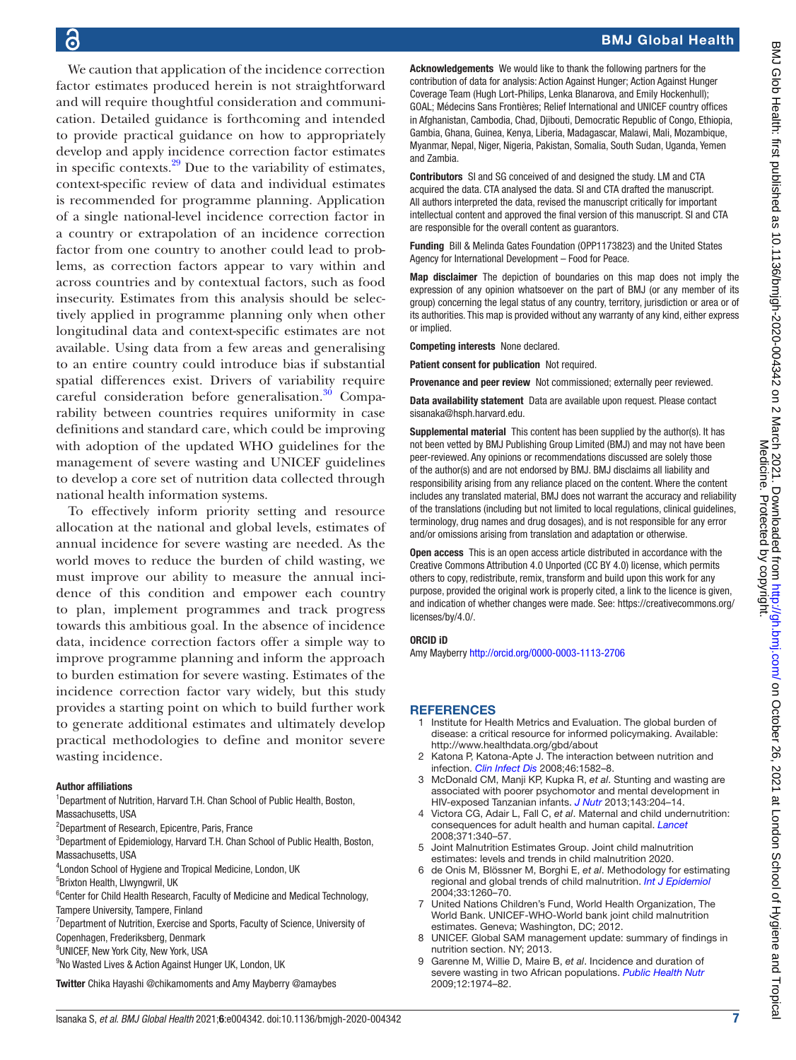We caution that application of the incidence correction factor estimates produced herein is not straightforward and will require thoughtful consideration and communication. Detailed guidance is forthcoming and intended to provide practical guidance on how to appropriately develop and apply incidence correction factor estimates in specific contexts.[29] Due to the variability of estimates, context-specific review of data and individual estimates is recommended for programme planning. Application of a single national-level incidence correction factor in a country or extrapolation of an incidence correction factor from one country to another could lead to problems, as correction factors appear to vary within and across countries and by contextual factors, such as food insecurity. Estimates from this analysis should be selectively applied in programme planning only when other longitudinal data and context-specific estimates are not available. Using data from a few areas and generalising to an entire country could introduce bias if substantial spatial differences exist. Drivers of variability require careful consideration before generalisation.[30] Comparability between countries requires uniformity in case definitions and standard care, which could be improving with adoption of the updated WHO guidelines for the management of severe wasting and UNICEF guidelines to develop a core set of nutrition data collected through national health information systems.

To effectively inform priority setting and resource allocation at the national and global levels, estimates of annual incidence for severe wasting are needed. As the world moves to reduce the burden of child wasting, we must improve our ability to measure the annual incidence of this condition and empower each country to plan, implement programmes and track progress towards this ambitious goal. In the absence of incidence data, incidence correction factors offer a simple way to improve programme planning and inform the approach to burden estimation for severe wasting. Estimates of the incidence correction factor vary widely, but this study provides a starting point on which to build further work to generate additional estimates and ultimately develop practical methodologies to define and monitor severe wasting incidence.

#### Author affiliations

[1]Department of Nutrition, Harvard T.H. Chan School of Public Health, Boston, Massachusetts, USA
[2]Department of Research, Epicentre, Paris, France
[3]Department of Epidemiology, Harvard T.H. Chan School of Public Health, Boston, Massachusetts, USA
[4]London School of Hygiene and Tropical Medicine, London, UK
[5]Brixton Health, Llwyngwril, UK
[6]Center for Child Health Research, Faculty of Medicine and Medical Technology, Tampere University, Tampere, Finland
[7]Department of Nutrition, Exercise and Sports, Faculty of Science, University of Copenhagen, Frederiksberg, Denmark
[8]UNICEF, New York City, New York, USA
[9]No Wasted Lives & Action Against Hunger UK, London, UK

**Twitter** Chika Hayashi @chikamoments and Amy Mayberry @amaybes

**Acknowledgements** We would like to thank the following partners for the contribution of data for analysis: Action Against Hunger; Action Against Hunger Coverage Team (Hugh Lort-Philips, Lenka Blanarova, and Emily Hockenhull); GOAL; Médecins Sans Frontières; Relief International and UNICEF country offices in Afghanistan, Cambodia, Chad, Djibouti, Democratic Republic of Congo, Ethiopia, Gambia, Ghana, Guinea, Kenya, Liberia, Madagascar, Malawi, Mali, Mozambique, Myanmar, Nepal, Niger, Nigeria, Pakistan, Somalia, South Sudan, Uganda, Yemen and Zambia.

**Contributors** SI and SG conceived of and designed the study. LM and CTA acquired the data. CTA analysed the data. SI and CTA drafted the manuscript. All authors interpreted the data, revised the manuscript critically for important intellectual content and approved the final version of this manuscript. SI and CTA are responsible for the overall content as guarantors.

**Funding** Bill & Melinda Gates Foundation (OPP1173823) and the United States Agency for International Development – Food for Peace.

**Map disclaimer** The depiction of boundaries on this map does not imply the expression of any opinion whatsoever on the part of BMJ (or any member of its group) concerning the legal status of any country, territory, jurisdiction or area or of its authorities. This map is provided without any warranty of any kind, either express or implied.

**Competing interests** None declared.

**Patient consent for publication** Not required.

**Provenance and peer review** Not commissioned; externally peer reviewed.

**Data availability statement** Data are available upon request. Please contact sisanaka@hsph.harvard.edu.

**Supplemental material** This content has been supplied by the author(s). It has not been vetted by BMJ Publishing Group Limited (BMJ) and may not have been peer-reviewed. Any opinions or recommendations discussed are solely those of the author(s) and are not endorsed by BMJ. BMJ disclaims all liability and responsibility arising from any reliance placed on the content. Where the content includes any translated material, BMJ does not warrant the accuracy and reliability of the translations (including but not limited to local regulations, clinical guidelines, terminology, drug names and drug dosages), and is not responsible for any error and/or omissions arising from translation and adaptation or otherwise.

**Open access** This is an open access article distributed in accordance with the Creative Commons Attribution 4.0 Unported (CC BY 4.0) license, which permits others to copy, redistribute, remix, transform and build upon this work for any purpose, provided the original work is properly cited, a link to the licence is given, and indication of whether changes were made. See: https://creativecommons.org/licenses/by/4.0/.

#### ORCID iD

Amy Mayberry http://orcid.org/0000-0003-1113-2706

## REFERENCES

1. Institute for Health Metrics and Evaluation. The global burden of disease: a critical resource for informed policymaking. Available: http://www.healthdata.org/gbd/about
2. Katona P, Katona-Apte J. The interaction between nutrition and infection. *Clin Infect Dis* 2008;46:1582–8.
3. McDonald CM, Manji KP, Kupka R, *et al*. Stunting and wasting are associated with poorer psychomotor and mental development in HIV-exposed Tanzanian infants. *J Nutr* 2013;143:204–14.
4. Victora CG, Adair L, Fall C, *et al*. Maternal and child undernutrition: consequences for adult health and human capital. *Lancet* 2008;371:340–57.
5. Joint Malnutrition Estimates Group. Joint child malnutrition estimates: levels and trends in child malnutrition 2020.
6. de Onis M, Blössner M, Borghi E, *et al*. Methodology for estimating regional and global trends of child malnutrition. *Int J Epidemiol* 2004;33:1260–70.
7. United Nations Children's Fund, World Health Organization, The World Bank. UNICEF-WHO-World bank joint child malnutrition estimates. Geneva; Washington, DC; 2012.
8. UNICEF. Global SAM management update: summary of findings in nutrition section. NY; 2013.
9. Garenne M, Willie D, Maire B, *et al*. Incidence and duration of severe wasting in two African populations. *Public Health Nutr* 2009;12:1974–82.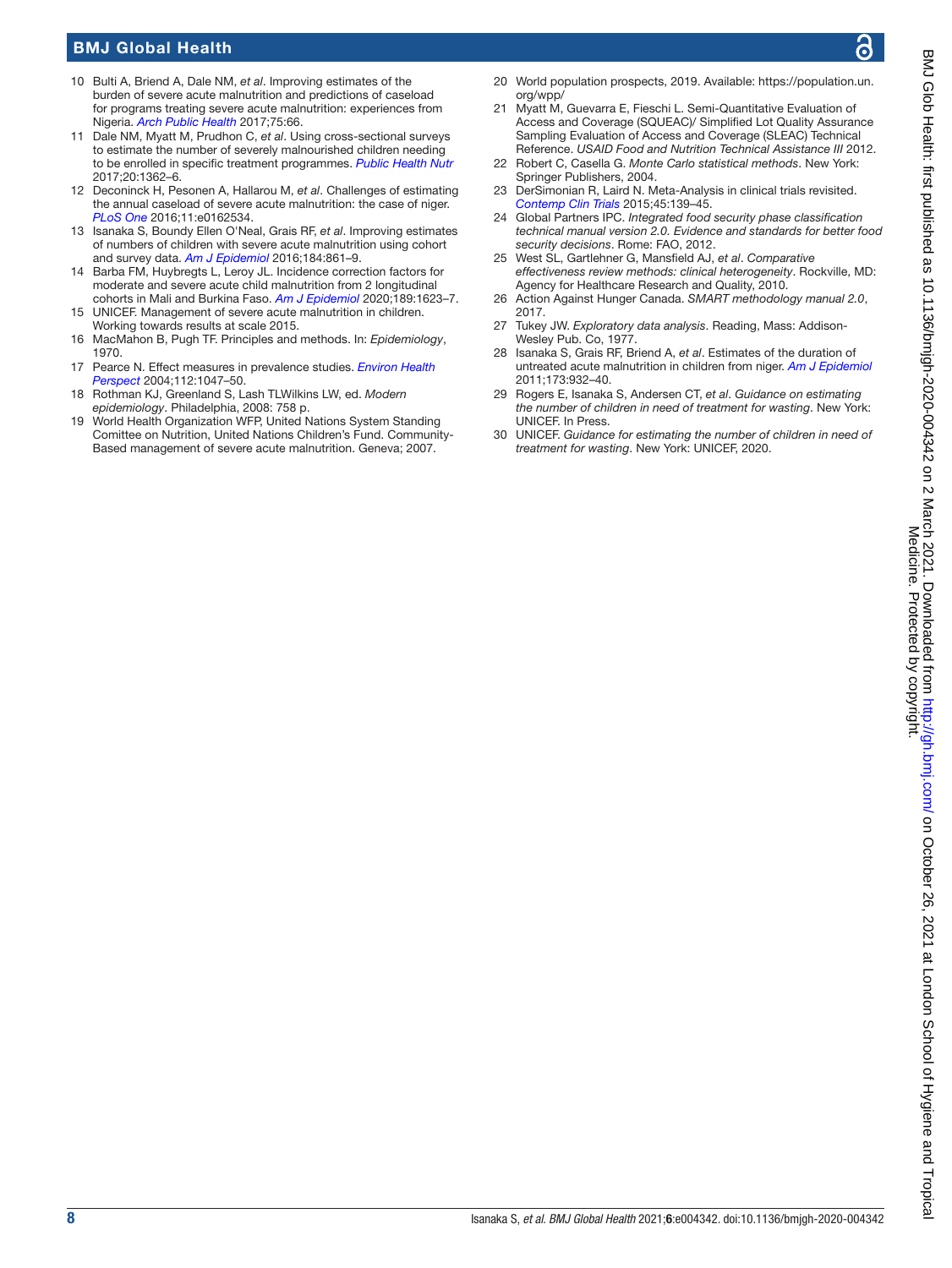10. Bulti A, Briend A, Dale NM, *et al*. Improving estimates of the burden of severe acute malnutrition and predictions of caseload for programs treating severe acute malnutrition: experiences from Nigeria. *Arch Public Health* 2017;75:66.
11. Dale NM, Myatt M, Prudhon C, *et al*. Using cross-sectional surveys to estimate the number of severely malnourished children needing to be enrolled in specific treatment programmes. *Public Health Nutr* 2017;20:1362–6.
12. Deconinck H, Pesonen A, Hallarou M, *et al*. Challenges of estimating the annual caseload of severe acute malnutrition: the case of niger. *PLoS One* 2016;11:e0162534.
13. Isanaka S, Boundy Ellen O'Neal, Grais RF, *et al*. Improving estimates of numbers of children with severe acute malnutrition using cohort and survey data. *Am J Epidemiol* 2016;184:861–9.
14. Barba FM, Huybregts L, Leroy JL. Incidence correction factors for moderate and severe acute child malnutrition from 2 longitudinal cohorts in Mali and Burkina Faso. *Am J Epidemiol* 2020;189:1623–7.
15. UNICEF. Management of severe acute malnutrition in children. Working towards results at scale 2015.
16. MacMahon B, Pugh TF. Principles and methods. In: *Epidemiology*, 1970.
17. Pearce N. Effect measures in prevalence studies. *Environ Health Perspect* 2004;112:1047–50.
18. Rothman KJ, Greenland S, Lash TLWilkins LW, ed. *Modern epidemiology*. Philadelphia, 2008: 758 p.
19. World Health Organization WFP, United Nations System Standing Comittee on Nutrition, United Nations Children's Fund. Community-Based management of severe acute malnutrition. Geneva; 2007.
20. World population prospects, 2019. Available: https://population.un.org/wpp/
21. Myatt M, Guevarra E, Fieschi L. Semi-Quantitative Evaluation of Access and Coverage (SQUEAC)/ Simplified Lot Quality Assurance Sampling Evaluation of Access and Coverage (SLEAC) Technical Reference. *USAID Food and Nutrition Technical Assistance III* 2012.
22. Robert C, Casella G. *Monte Carlo statistical methods*. New York: Springer Publishers, 2004.
23. DerSimonian R, Laird N. Meta-Analysis in clinical trials revisited. *Contemp Clin Trials* 2015;45:139–45.
24. Global Partners IPC. *Integrated food security phase classification technical manual version 2.0. Evidence and standards for better food security decisions*. Rome: FAO, 2012.
25. West SL, Gartlehner G, Mansfield AJ, *et al*. *Comparative effectiveness review methods: clinical heterogeneity*. Rockville, MD: Agency for Healthcare Research and Quality, 2010.
26. Action Against Hunger Canada. *SMART methodology manual 2.0*, 2017.
27. Tukey JW. *Exploratory data analysis*. Reading, Mass: Addison-Wesley Pub. Co, 1977.
28. Isanaka S, Grais RF, Briend A, *et al*. Estimates of the duration of untreated acute malnutrition in children from niger. *Am J Epidemiol* 2011;173:932–40.
29. Rogers E, Isanaka S, Andersen CT, *et al*. *Guidance on estimating the number of children in need of treatment for wasting*. New York: UNICEF. In Press.
30. UNICEF. *Guidance for estimating the number of children in need of treatment for wasting*. New York: UNICEF, 2020.